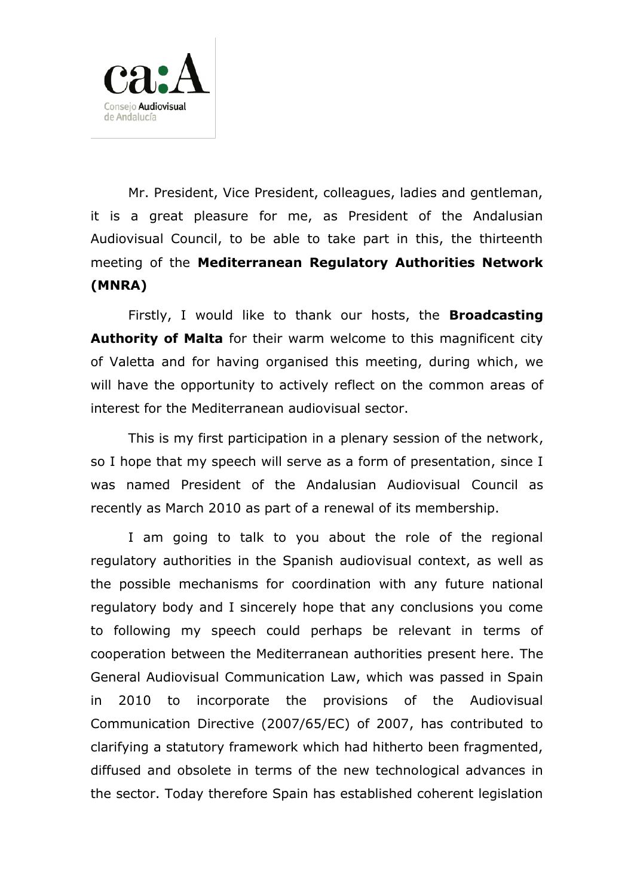Mr. President, Vice President, colleagues, ladies and gentleman, it is a great pleasure for me, as President of the Andalusian Audiovisual Council, to be able to take part in this, the thirteenth meeting of the **Mediterranean Regulatory Authorities Network (MNRA)**

Firstly, I would like to thank our hosts, the **Broadcasting Authority of Malta** for their warm welcome to this magnificent city of Valetta and for having organised this meeting, during which, we will have the opportunity to actively reflect on the common areas of interest for the Mediterranean audiovisual sector.

This is my first participation in a plenary session of the network, so I hope that my speech will serve as a form of presentation, since I was named President of the Andalusian Audiovisual Council as recently as March 2010 as part of a renewal of its membership.

I am going to talk to you about the role of the regional regulatory authorities in the Spanish audiovisual context, as well as the possible mechanisms for coordination with any future national regulatory body and I sincerely hope that any conclusions you come to following my speech could perhaps be relevant in terms of cooperation between the Mediterranean authorities present here. The General Audiovisual Communication Law, which was passed in Spain in 2010 to incorporate the provisions of the Audiovisual Communication Directive (2007/65/EC) of 2007, has contributed to clarifying a statutory framework which had hitherto been fragmented, diffused and obsolete in terms of the new technological advances in the sector. Today therefore Spain has established coherent legislation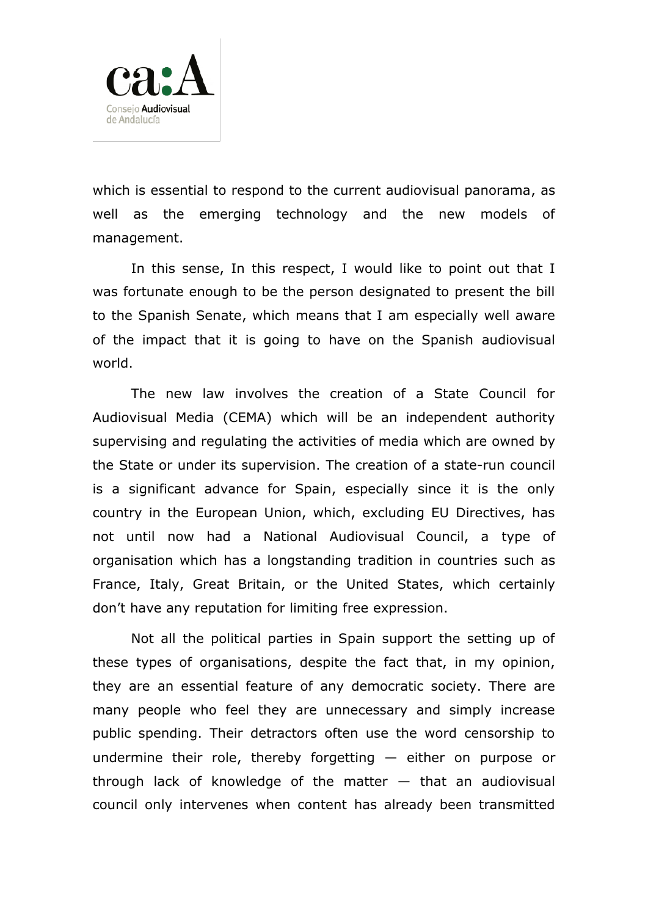which is essential to respond to the current audiovisual panorama, as well as the emerging technology and the new models of management.

In this sense, In this respect, I would like to point out that I was fortunate enough to be the person designated to present the bill to the Spanish Senate, which means that I am especially well aware of the impact that it is going to have on the Spanish audiovisual world.

The new law involves the creation of a State Council for Audiovisual Media (CEMA) which will be an independent authority supervising and regulating the activities of media which are owned by the State or under its supervision. The creation of a state-run council is a significant advance for Spain, especially since it is the only country in the European Union, which, excluding EU Directives, has not until now had a National Audiovisual Council, a type of organisation which has a longstanding tradition in countries such as France, Italy, Great Britain, or the United States, which certainly don't have any reputation for limiting free expression.

Not all the political parties in Spain support the setting up of these types of organisations, despite the fact that, in my opinion, they are an essential feature of any democratic society. There are many people who feel they are unnecessary and simply increase public spending. Their detractors often use the word censorship to undermine their role, thereby forgetting — either on purpose or through lack of knowledge of the matter — that an audiovisual council only intervenes when content has already been transmitted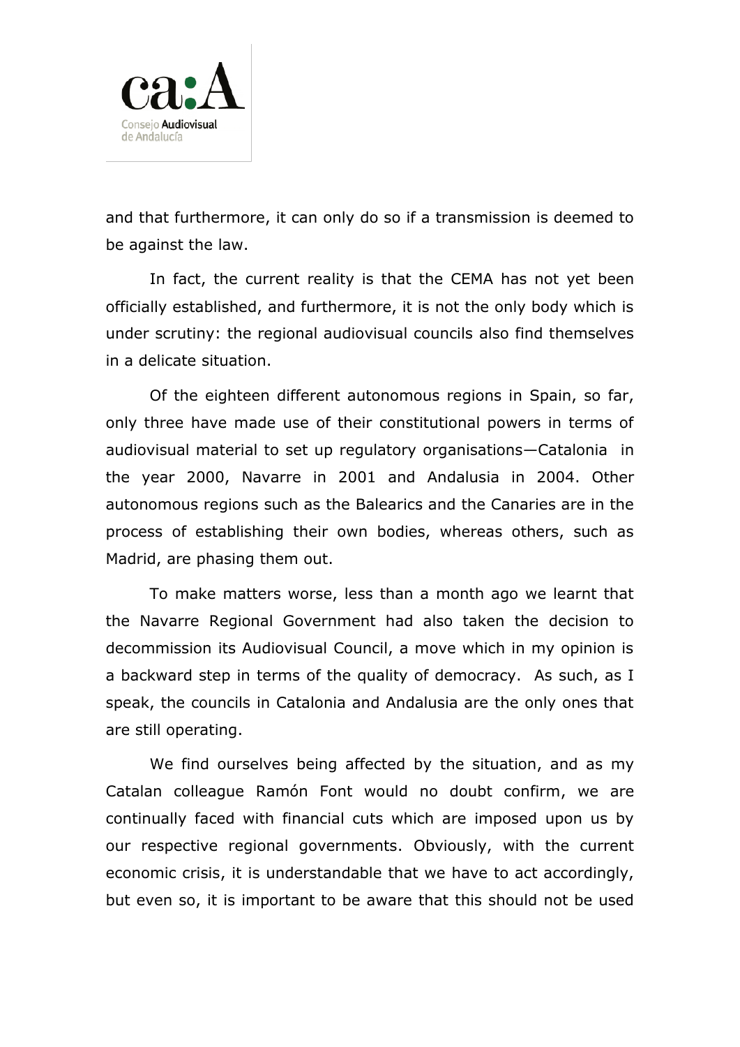and that furthermore, it can only do so if a transmission is deemed to be against the law.

In fact, the current reality is that the CEMA has not yet been officially established, and furthermore, it is not the only body which is under scrutiny: the regional audiovisual councils also find themselves in a delicate situation.

Of the eighteen different autonomous regions in Spain, so far, only three have made use of their constitutional powers in terms of audiovisual material to set up regulatory organisations—Catalonia in the year 2000, Navarre in 2001 and Andalusia in 2004. Other autonomous regions such as the Balearics and the Canaries are in the process of establishing their own bodies, whereas others, such as Madrid, are phasing them out.

To make matters worse, less than a month ago we learnt that the Navarre Regional Government had also taken the decision to decommission its Audiovisual Council, a move which in my opinion is a backward step in terms of the quality of democracy. As such, as I speak, the councils in Catalonia and Andalusia are the only ones that are still operating.

We find ourselves being affected by the situation, and as my Catalan colleague Ramón Font would no doubt confirm, we are continually faced with financial cuts which are imposed upon us by our respective regional governments. Obviously, with the current economic crisis, it is understandable that we have to act accordingly, but even so, it is important to be aware that this should not be used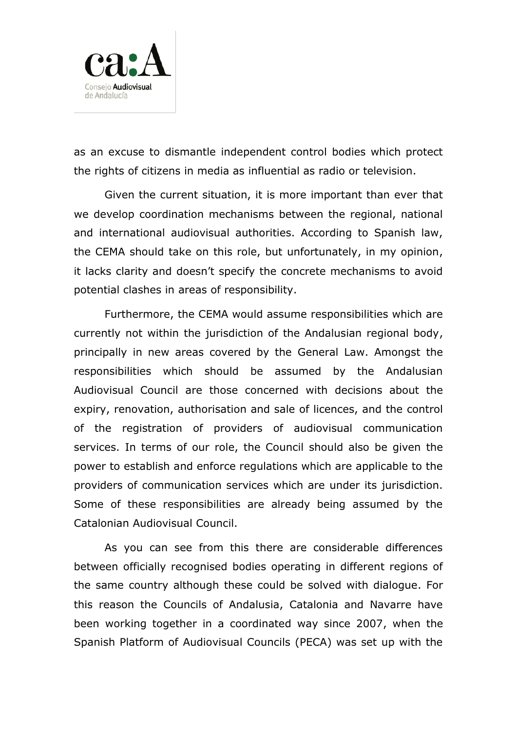as an excuse to dismantle independent control bodies which protect the rights of citizens in media as influential as radio or television.

Given the current situation, it is more important than ever that we develop coordination mechanisms between the regional, national and international audiovisual authorities. According to Spanish law, the CEMA should take on this role, but unfortunately, in my opinion, it lacks clarity and doesn't specify the concrete mechanisms to avoid potential clashes in areas of responsibility.

Furthermore, the CEMA would assume responsibilities which are currently not within the jurisdiction of the Andalusian regional body, principally in new areas covered by the General Law. Amongst the responsibilities which should be assumed by the Andalusian Audiovisual Council are those concerned with decisions about the expiry, renovation, authorisation and sale of licences, and the control of the registration of providers of audiovisual communication services. In terms of our role, the Council should also be given the power to establish and enforce regulations which are applicable to the providers of communication services which are under its jurisdiction. Some of these responsibilities are already being assumed by the Catalonian Audiovisual Council.

As you can see from this there are considerable differences between officially recognised bodies operating in different regions of the same country although these could be solved with dialogue. For this reason the Councils of Andalusia, Catalonia and Navarre have been working together in a coordinated way since 2007, when the Spanish Platform of Audiovisual Councils (PECA) was set up with the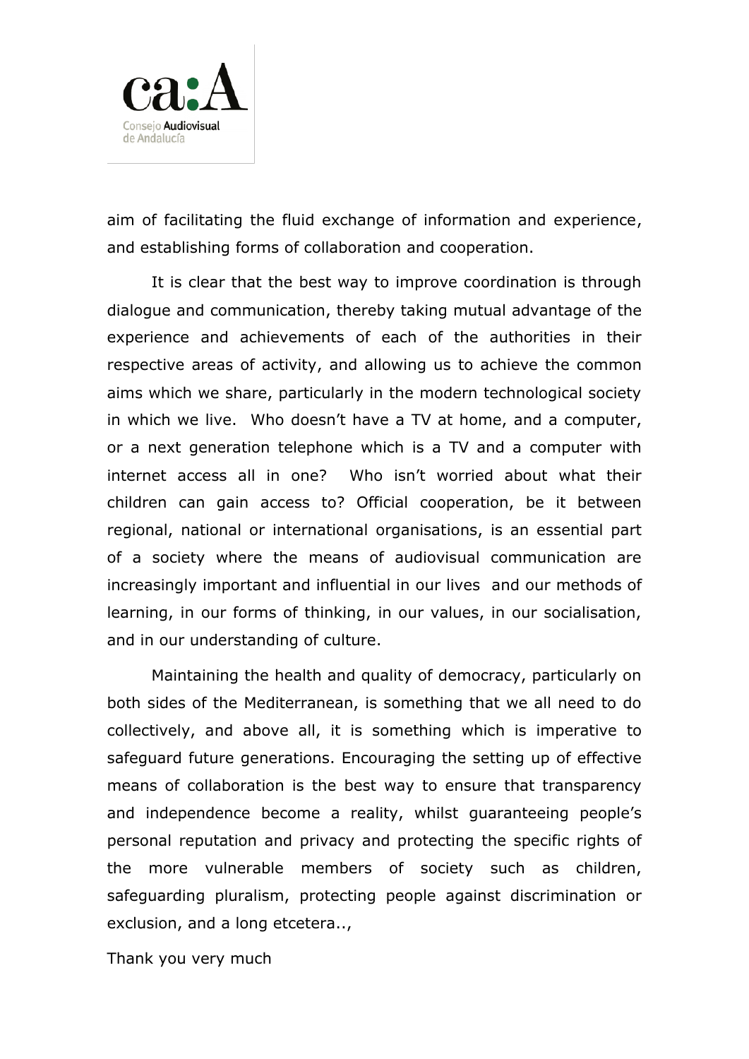aim of facilitating the fluid exchange of information and experience, and establishing forms of collaboration and cooperation.

It is clear that the best way to improve coordination is through dialogue and communication, thereby taking mutual advantage of the experience and achievements of each of the authorities in their respective areas of activity, and allowing us to achieve the common aims which we share, particularly in the modern technological society in which we live. Who doesn't have a TV at home, and a computer, or a next generation telephone which is a TV and a computer with internet access all in one? Who isn't worried about what their children can gain access to? Official cooperation, be it between regional, national or international organisations, is an essential part of a society where the means of audiovisual communication are increasingly important and influential in our lives and our methods of learning, in our forms of thinking, in our values, in our socialisation, and in our understanding of culture.

Maintaining the health and quality of democracy, particularly on both sides of the Mediterranean, is something that we all need to do collectively, and above all, it is something which is imperative to safeguard future generations. Encouraging the setting up of effective means of collaboration is the best way to ensure that transparency and independence become a reality, whilst guaranteeing people's personal reputation and privacy and protecting the specific rights of the more vulnerable members of society such as children, safeguarding pluralism, protecting people against discrimination or exclusion, and a long etcetera..,

Thank you very much